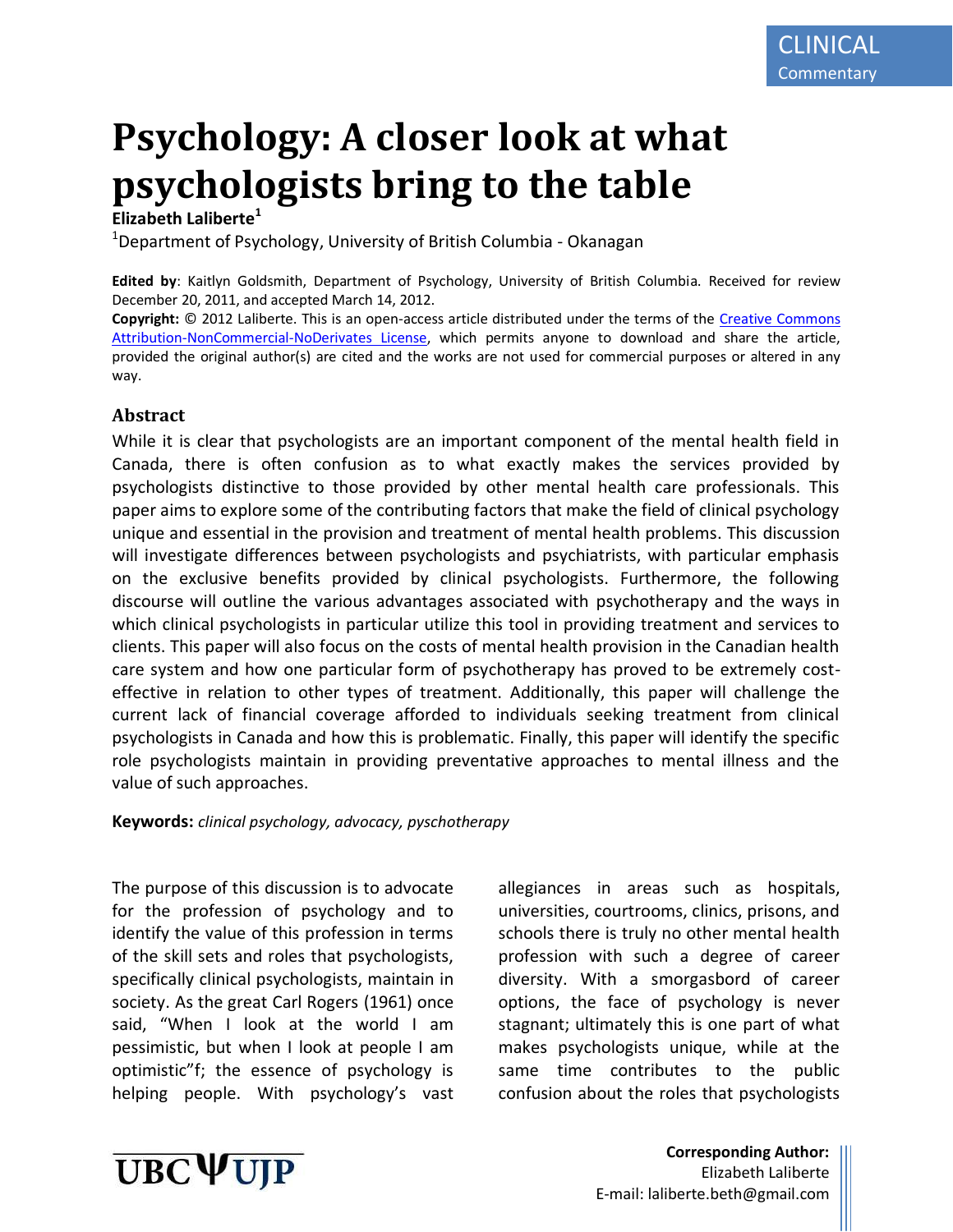CLINICAL Commentary

# Psychology: A closer look at what psychologists bring to the table

**Elizabeth Laliberte**[1]

[1]Department of Psychology, University of British Columbia - Okanagan

**Edited by**: Kaitlyn Goldsmith, Department of Psychology, University of British Columbia. Received for review December 20, 2011, and accepted March 14, 2012.

**Copyright:** © 2012 Laliberte. This is an open-access article distributed under the terms of the Creative Commons Attribution-NonCommercial-NoDerivates License, which permits anyone to download and share the article, provided the original author(s) are cited and the works are not used for commercial purposes or altered in any way.

## Abstract

While it is clear that psychologists are an important component of the mental health field in Canada, there is often confusion as to what exactly makes the services provided by psychologists distinctive to those provided by other mental health care professionals. This paper aims to explore some of the contributing factors that make the field of clinical psychology unique and essential in the provision and treatment of mental health problems. This discussion will investigate differences between psychologists and psychiatrists, with particular emphasis on the exclusive benefits provided by clinical psychologists. Furthermore, the following discourse will outline the various advantages associated with psychotherapy and the ways in which clinical psychologists in particular utilize this tool in providing treatment and services to clients. This paper will also focus on the costs of mental health provision in the Canadian health care system and how one particular form of psychotherapy has proved to be extremely cost-effective in relation to other types of treatment. Additionally, this paper will challenge the current lack of financial coverage afforded to individuals seeking treatment from clinical psychologists in Canada and how this is problematic. Finally, this paper will identify the specific role psychologists maintain in providing preventative approaches to mental illness and the value of such approaches.

**Keywords:** *clinical psychology, advocacy, pyschotherapy*

The purpose of this discussion is to advocate for the profession of psychology and to identify the value of this profession in terms of the skill sets and roles that psychologists, specifically clinical psychologists, maintain in society. As the great Carl Rogers (1961) once said, "When I look at the world I am pessimistic, but when I look at people I am optimistic"f; the essence of psychology is helping people. With psychology's vast allegiances in areas such as hospitals, universities, courtrooms, clinics, prisons, and schools there is truly no other mental health profession with such a degree of career diversity. With a smorgasbord of career options, the face of psychology is never stagnant; ultimately this is one part of what makes psychologists unique, while at the same time contributes to the public confusion about the roles that psychologists

**Corresponding Author:**
Elizabeth Laliberte
E-mail: laliberte.beth@gmail.com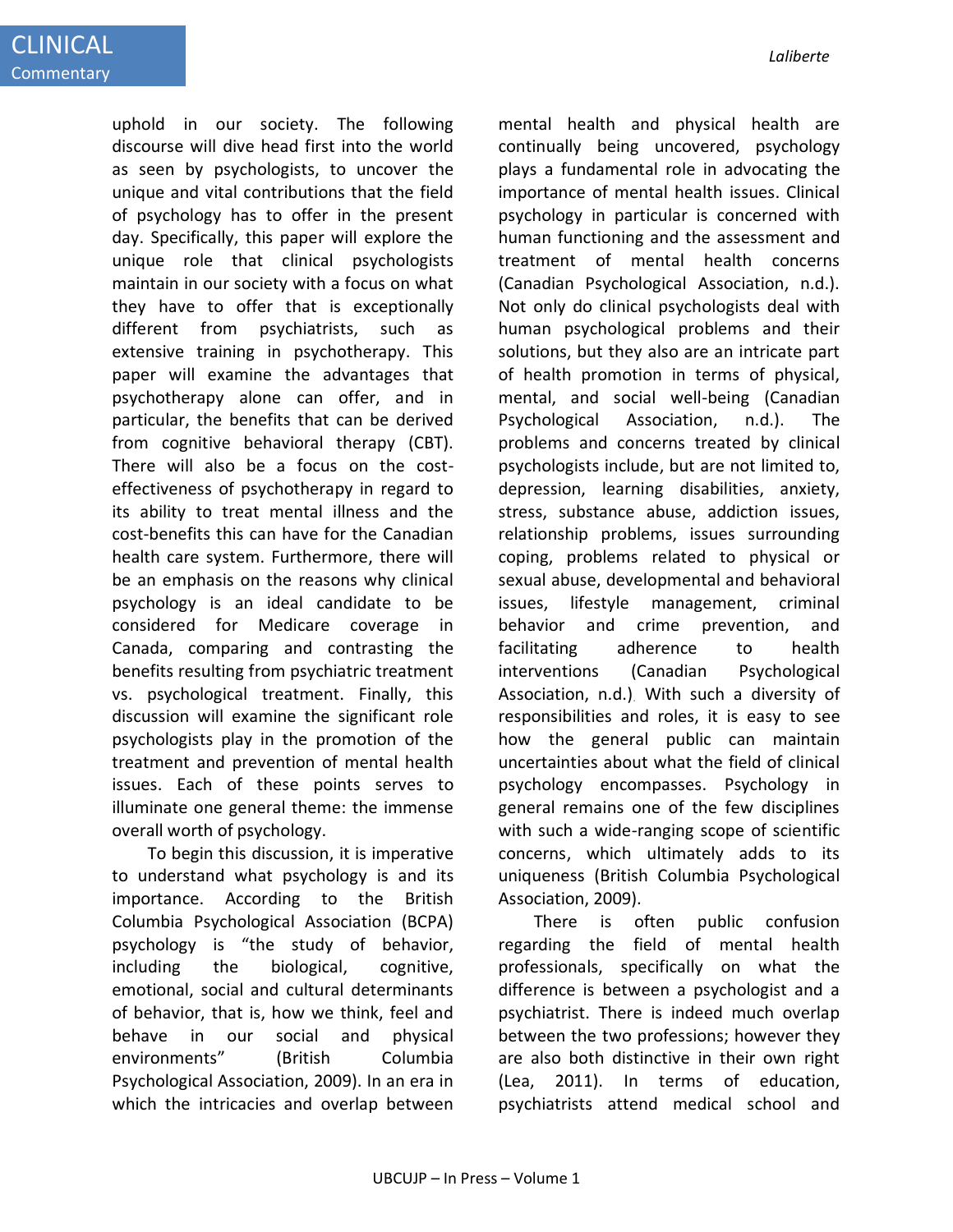uphold in our society. The following discourse will dive head first into the world as seen by psychologists, to uncover the unique and vital contributions that the field of psychology has to offer in the present day. Specifically, this paper will explore the unique role that clinical psychologists maintain in our society with a focus on what they have to offer that is exceptionally different from psychiatrists, such as extensive training in psychotherapy. This paper will examine the advantages that psychotherapy alone can offer, and in particular, the benefits that can be derived from cognitive behavioral therapy (CBT). There will also be a focus on the cost-effectiveness of psychotherapy in regard to its ability to treat mental illness and the cost-benefits this can have for the Canadian health care system. Furthermore, there will be an emphasis on the reasons why clinical psychology is an ideal candidate to be considered for Medicare coverage in Canada, comparing and contrasting the benefits resulting from psychiatric treatment vs. psychological treatment. Finally, this discussion will examine the significant role psychologists play in the promotion of the treatment and prevention of mental health issues. Each of these points serves to illuminate one general theme: the immense overall worth of psychology.

To begin this discussion, it is imperative to understand what psychology is and its importance. According to the British Columbia Psychological Association (BCPA) psychology is "the study of behavior, including the biological, cognitive, emotional, social and cultural determinants of behavior, that is, how we think, feel and behave in our social and physical environments" (British Columbia Psychological Association, 2009). In an era in which the intricacies and overlap between mental health and physical health are continually being uncovered, psychology plays a fundamental role in advocating the importance of mental health issues. Clinical psychology in particular is concerned with human functioning and the assessment and treatment of mental health concerns (Canadian Psychological Association, n.d.). Not only do clinical psychologists deal with human psychological problems and their solutions, but they also are an intricate part of health promotion in terms of physical, mental, and social well-being (Canadian Psychological Association, n.d.). The problems and concerns treated by clinical psychologists include, but are not limited to, depression, learning disabilities, anxiety, stress, substance abuse, addiction issues, relationship problems, issues surrounding coping, problems related to physical or sexual abuse, developmental and behavioral issues, lifestyle management, criminal behavior and crime prevention, and facilitating adherence to health interventions (Canadian Psychological Association, n.d.). With such a diversity of responsibilities and roles, it is easy to see how the general public can maintain uncertainties about what the field of clinical psychology encompasses. Psychology in general remains one of the few disciplines with such a wide-ranging scope of scientific concerns, which ultimately adds to its uniqueness (British Columbia Psychological Association, 2009).

There is often public confusion regarding the field of mental health professionals, specifically on what the difference is between a psychologist and a psychiatrist. There is indeed much overlap between the two professions; however they are also both distinctive in their own right (Lea, 2011). In terms of education, psychiatrists attend medical school and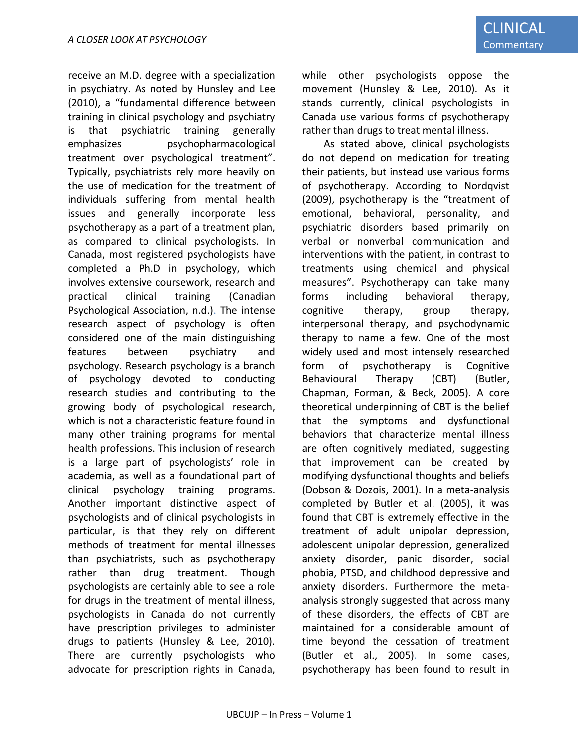receive an M.D. degree with a specialization in psychiatry. As noted by Hunsley and Lee (2010), a "fundamental difference between training in clinical psychology and psychiatry is that psychiatric training generally emphasizes psychopharmacological treatment over psychological treatment". Typically, psychiatrists rely more heavily on the use of medication for the treatment of individuals suffering from mental health issues and generally incorporate less psychotherapy as a part of a treatment plan, as compared to clinical psychologists. In Canada, most registered psychologists have completed a Ph.D in psychology, which involves extensive coursework, research and practical clinical training (Canadian Psychological Association, n.d.). The intense research aspect of psychology is often considered one of the main distinguishing features between psychiatry and psychology. Research psychology is a branch of psychology devoted to conducting research studies and contributing to the growing body of psychological research, which is not a characteristic feature found in many other training programs for mental health professions. This inclusion of research is a large part of psychologists' role in academia, as well as a foundational part of clinical psychology training programs. Another important distinctive aspect of psychologists and of clinical psychologists in particular, is that they rely on different methods of treatment for mental illnesses than psychiatrists, such as psychotherapy rather than drug treatment. Though psychologists are certainly able to see a role for drugs in the treatment of mental illness, psychologists in Canada do not currently have prescription privileges to administer drugs to patients (Hunsley & Lee, 2010). There are currently psychologists who advocate for prescription rights in Canada, while other psychologists oppose the movement (Hunsley & Lee, 2010). As it stands currently, clinical psychologists in Canada use various forms of psychotherapy rather than drugs to treat mental illness.

As stated above, clinical psychologists do not depend on medication for treating their patients, but instead use various forms of psychotherapy. According to Nordqvist (2009), psychotherapy is the "treatment of emotional, behavioral, personality, and psychiatric disorders based primarily on verbal or nonverbal communication and interventions with the patient, in contrast to treatments using chemical and physical measures". Psychotherapy can take many forms including behavioral therapy, cognitive therapy, group therapy, interpersonal therapy, and psychodynamic therapy to name a few. One of the most widely used and most intensely researched form of psychotherapy is Cognitive Behavioural Therapy (CBT) (Butler, Chapman, Forman, & Beck, 2005). A core theoretical underpinning of CBT is the belief that the symptoms and dysfunctional behaviors that characterize mental illness are often cognitively mediated, suggesting that improvement can be created by modifying dysfunctional thoughts and beliefs (Dobson & Dozois, 2001). In a meta-analysis completed by Butler et al. (2005), it was found that CBT is extremely effective in the treatment of adult unipolar depression, adolescent unipolar depression, generalized anxiety disorder, panic disorder, social phobia, PTSD, and childhood depressive and anxiety disorders. Furthermore the meta-analysis strongly suggested that across many of these disorders, the effects of CBT are maintained for a considerable amount of time beyond the cessation of treatment (Butler et al., 2005). In some cases, psychotherapy has been found to result in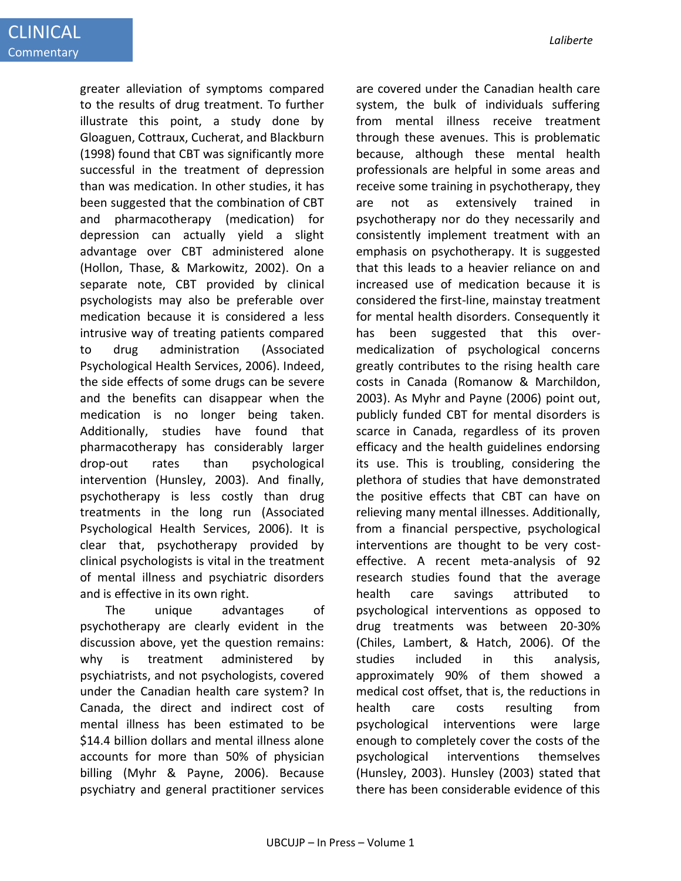greater alleviation of symptoms compared to the results of drug treatment. To further illustrate this point, a study done by Gloaguen, Cottraux, Cucherat, and Blackburn (1998) found that CBT was significantly more successful in the treatment of depression than was medication. In other studies, it has been suggested that the combination of CBT and pharmacotherapy (medication) for depression can actually yield a slight advantage over CBT administered alone (Hollon, Thase, & Markowitz, 2002). On a separate note, CBT provided by clinical psychologists may also be preferable over medication because it is considered a less intrusive way of treating patients compared to drug administration (Associated Psychological Health Services, 2006). Indeed, the side effects of some drugs can be severe and the benefits can disappear when the medication is no longer being taken. Additionally, studies have found that pharmacotherapy has considerably larger drop-out rates than psychological intervention (Hunsley, 2003). And finally, psychotherapy is less costly than drug treatments in the long run (Associated Psychological Health Services, 2006). It is clear that, psychotherapy provided by clinical psychologists is vital in the treatment of mental illness and psychiatric disorders and is effective in its own right.

The unique advantages of psychotherapy are clearly evident in the discussion above, yet the question remains: why is treatment administered by psychiatrists, and not psychologists, covered under the Canadian health care system? In Canada, the direct and indirect cost of mental illness has been estimated to be $14.4 billion dollars and mental illness alone accounts for more than 50% of physician billing (Myhr & Payne, 2006). Because psychiatry and general practitioner services are covered under the Canadian health care system, the bulk of individuals suffering from mental illness receive treatment through these avenues. This is problematic because, although these mental health professionals are helpful in some areas and receive some training in psychotherapy, they are not as extensively trained in psychotherapy nor do they necessarily and consistently implement treatment with an emphasis on psychotherapy. It is suggested that this leads to a heavier reliance on and increased use of medication because it is considered the first-line, mainstay treatment for mental health disorders. Consequently it has been suggested that this over-medicalization of psychological concerns greatly contributes to the rising health care costs in Canada (Romanow & Marchildon, 2003). As Myhr and Payne (2006) point out, publicly funded CBT for mental disorders is scarce in Canada, regardless of its proven efficacy and the health guidelines endorsing its use. This is troubling, considering the plethora of studies that have demonstrated the positive effects that CBT can have on relieving many mental illnesses. Additionally, from a financial perspective, psychological interventions are thought to be very cost-effective. A recent meta-analysis of 92 research studies found that the average health care savings attributed to psychological interventions as opposed to drug treatments was between 20-30% (Chiles, Lambert, & Hatch, 2006). Of the studies included in this analysis, approximately 90% of them showed a medical cost offset, that is, the reductions in health care costs resulting from psychological interventions were large enough to completely cover the costs of the psychological interventions themselves (Hunsley, 2003). Hunsley (2003) stated that there has been considerable evidence of this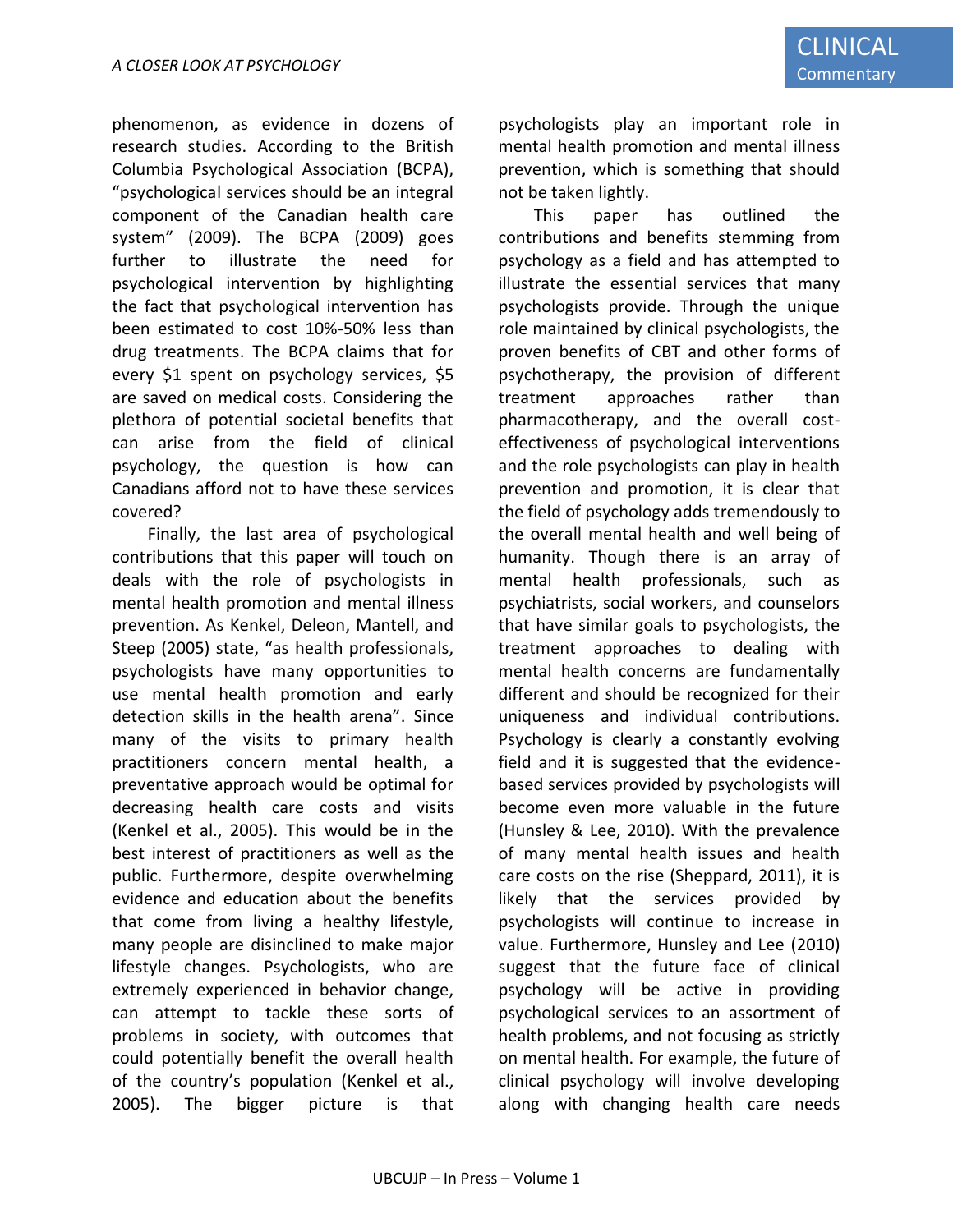phenomenon, as evidence in dozens of research studies. According to the British Columbia Psychological Association (BCPA), "psychological services should be an integral component of the Canadian health care system" (2009). The BCPA (2009) goes further to illustrate the need for psychological intervention by highlighting the fact that psychological intervention has been estimated to cost 10%-50% less than drug treatments. The BCPA claims that for every $1 spent on psychology services, $5 are saved on medical costs. Considering the plethora of potential societal benefits that can arise from the field of clinical psychology, the question is how can Canadians afford not to have these services covered?

Finally, the last area of psychological contributions that this paper will touch on deals with the role of psychologists in mental health promotion and mental illness prevention. As Kenkel, Deleon, Mantell, and Steep (2005) state, "as health professionals, psychologists have many opportunities to use mental health promotion and early detection skills in the health arena". Since many of the visits to primary health practitioners concern mental health, a preventative approach would be optimal for decreasing health care costs and visits (Kenkel et al., 2005). This would be in the best interest of practitioners as well as the public. Furthermore, despite overwhelming evidence and education about the benefits that come from living a healthy lifestyle, many people are disinclined to make major lifestyle changes. Psychologists, who are extremely experienced in behavior change, can attempt to tackle these sorts of problems in society, with outcomes that could potentially benefit the overall health of the country's population (Kenkel et al., 2005). The bigger picture is that psychologists play an important role in mental health promotion and mental illness prevention, which is something that should not be taken lightly.

This paper has outlined the contributions and benefits stemming from psychology as a field and has attempted to illustrate the essential services that many psychologists provide. Through the unique role maintained by clinical psychologists, the proven benefits of CBT and other forms of psychotherapy, the provision of different treatment approaches rather than pharmacotherapy, and the overall cost-effectiveness of psychological interventions and the role psychologists can play in health prevention and promotion, it is clear that the field of psychology adds tremendously to the overall mental health and well being of humanity. Though there is an array of mental health professionals, such as psychiatrists, social workers, and counselors that have similar goals to psychologists, the treatment approaches to dealing with mental health concerns are fundamentally different and should be recognized for their uniqueness and individual contributions. Psychology is clearly a constantly evolving field and it is suggested that the evidence-based services provided by psychologists will become even more valuable in the future (Hunsley & Lee, 2010). With the prevalence of many mental health issues and health care costs on the rise (Sheppard, 2011), it is likely that the services provided by psychologists will continue to increase in value. Furthermore, Hunsley and Lee (2010) suggest that the future face of clinical psychology will be active in providing psychological services to an assortment of health problems, and not focusing as strictly on mental health. For example, the future of clinical psychology will involve developing along with changing health care needs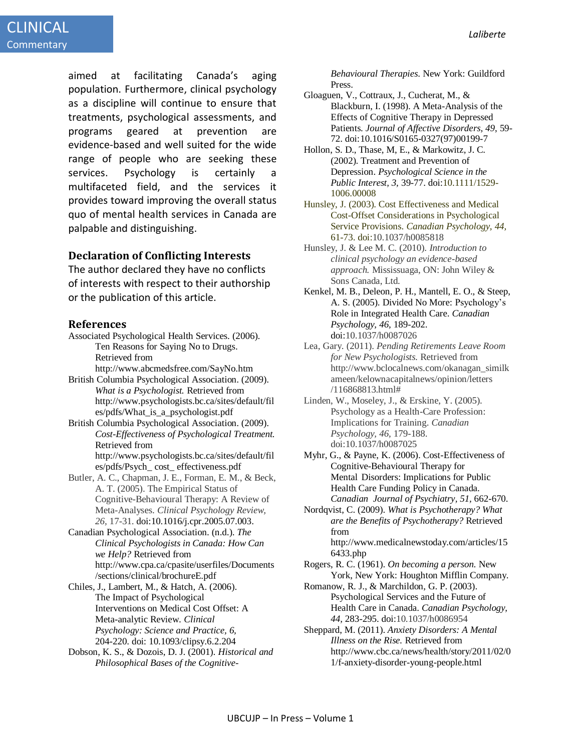aimed at facilitating Canada's aging population. Furthermore, clinical psychology as a discipline will continue to ensure that treatments, psychological assessments, and programs geared at prevention are evidence-based and well suited for the wide range of people who are seeking these services. Psychology is certainly a multifaceted field, and the services it provides toward improving the overall status quo of mental health services in Canada are palpable and distinguishing.

## Declaration of Conflicting Interests

The author declared they have no conflicts of interests with respect to their authorship or the publication of this article.

## References

Associated Psychological Health Services. (2006). Ten Reasons for Saying No to Drugs. Retrieved from http://www.abcmedsfree.com/SayNo.htm

British Columbia Psychological Association. (2009). *What is a Psychologist.* Retrieved from http://www.psychologists.bc.ca/sites/default/files/pdfs/What_is_a_psychologist.pdf

British Columbia Psychological Association. (2009). *Cost-Effectiveness of Psychological Treatment.* Retrieved from http://www.psychologists.bc.ca/sites/default/files/pdfs/Psych_ cost_ effectiveness.pdf

Butler, A. C., Chapman, J. E., Forman, E. M., & Beck, A. T. (2005). The Empirical Status of Cognitive-Behavioural Therapy: A Review of Meta-Analyses. *Clinical Psychology Review, 26,* 17-31. doi:10.1016/j.cpr.2005.07.003.

Canadian Psychological Association. (n.d.). *The Clinical Psychologists in Canada: How Can we Help?* Retrieved from http://www.cpa.ca/cpasite/userfiles/Documents/sections/clinical/brochureE.pdf

Chiles, J., Lambert, M., & Hatch, A. (2006). The Impact of Psychological Interventions on Medical Cost Offset: A Meta-analytic Review. *Clinical Psychology: Science and Practice, 6,* 204-220. doi: 10.1093/clipsy.6.2.204

Dobson, K. S., & Dozois, D. J. (2001). *Historical and Philosophical Bases of the Cognitive-Behavioural Therapies.* New York: Guildford Press.

Gloaguen, V., Cottraux, J., Cucherat, M., & Blackburn, I. (1998). A Meta-Analysis of the Effects of Cognitive Therapy in Depressed Patients. *Journal of Affective Disorders, 49,* 59-72. doi:10.1016/S0165-0327(97)00199-7

Hollon, S. D., Thase, M, E., & Markowitz, J. C. (2002). Treatment and Prevention of Depression. *Psychological Science in the Public Interest, 3,* 39-77. doi:10.1111/1529-1006.00008

Hunsley, J. (2003). Cost Effectiveness and Medical Cost-Offset Considerations in Psychological Service Provisions. *Canadian Psychology, 44,* 61-73. doi:10.1037/h0085818

Hunsley, J. & Lee M. C. (2010). *Introduction to clinical psychology an evidence-based approach.* Mississuaga, ON: John Wiley & Sons Canada, Ltd.

Kenkel, M. B., Deleon, P. H., Mantell, E. O., & Steep, A. S. (2005). Divided No More: Psychology's Role in Integrated Health Care. *Canadian Psychology, 46,* 189-202. doi:10.1037/h0087026

Lea, Gary. (2011). *Pending Retirements Leave Room for New Psychologists.* Retrieved from http://www.bclocalnews.com/okanagan_similkameen/kelownacapitalnews/opinion/letters/116868813.html#

Linden, W., Moseley, J., & Erskine, Y. (2005). Psychology as a Health-Care Profession: Implications for Training. *Canadian Psychology, 46,* 179-188. doi:10.1037/h0087025

Myhr, G., & Payne, K. (2006). Cost-Effectiveness of Cognitive-Behavioural Therapy for Mental Disorders: Implications for Public Health Care Funding Policy in Canada. *Canadian Journal of Psychiatry, 51,* 662-670.

Nordqvist, C. (2009). *What is Psychotherapy? What are the Benefits of Psychotherapy?* Retrieved from http://www.medicalnewstoday.com/articles/156433.php

Rogers, R. C. (1961). *On becoming a person.* New York, New York: Houghton Mifflin Company.

Romanow, R. J., & Marchildon, G. P. (2003). Psychological Services and the Future of Health Care in Canada. *Canadian Psychology, 44,* 283-295. doi:10.1037/h0086954

Sheppard, M. (2011). *Anxiety Disorders: A Mental Illness on the Rise.* Retrieved from http://www.cbc.ca/news/health/story/2011/02/01/f-anxiety-disorder-young-people.html